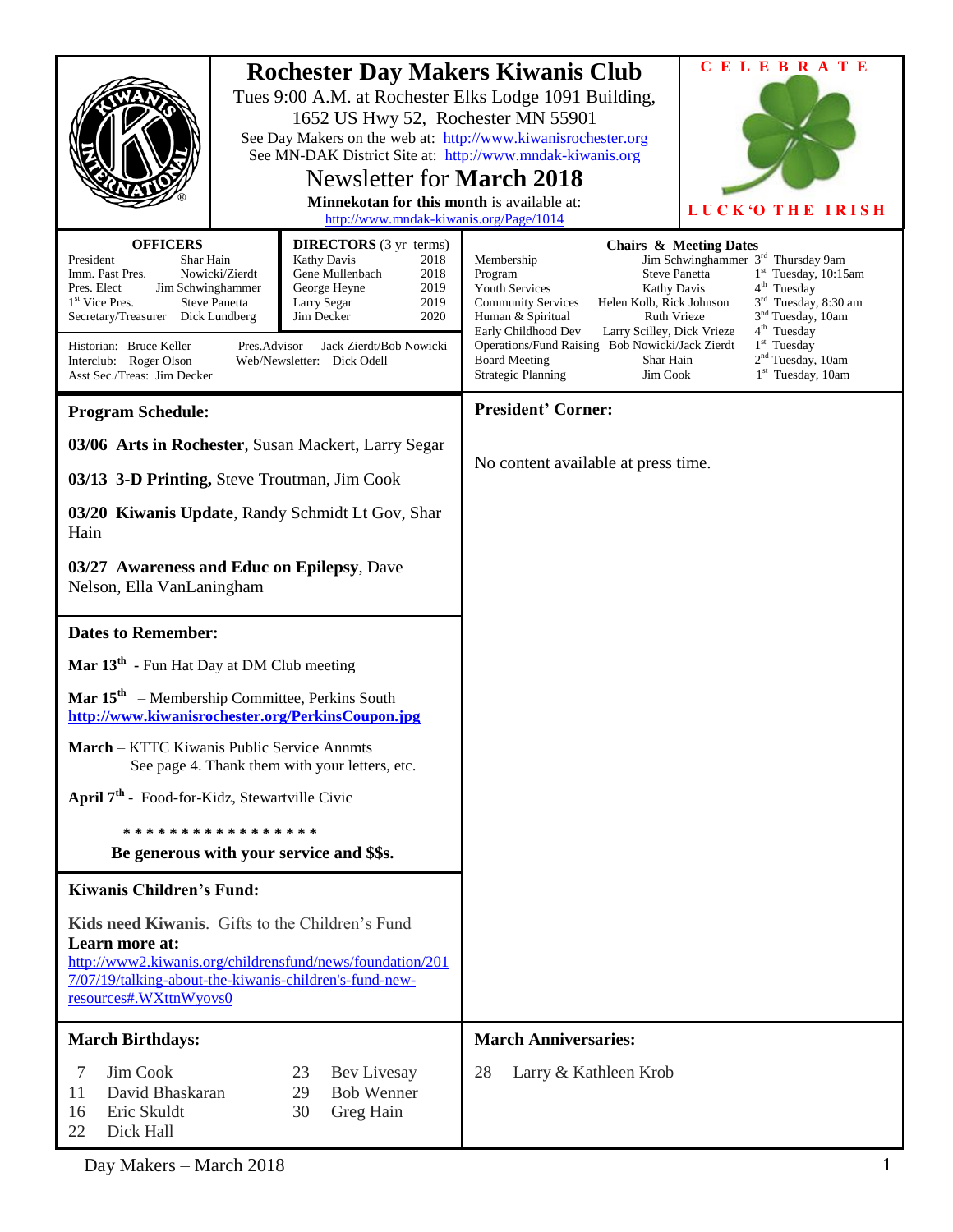# Rochester Day Makers Kiwanis Club

Tues 9:00 A.M. at Rochester Elks Lodge 1091 Building, 1652 US Hwy 52, Rochester MN 55901

See Day Makers on the web at: http://www.kiwanisrochester.org

See MN-DAK District Site at: http://www.mndak-kiwanis.org

## Newsletter for **March 2018**

**Minnekotan for this month** is available at: http://www.mndak-kiwanis.org/Page/1014

C E L E B R A T E

L U C K 'O T H E I R I S H

### OFFICERS

| | |
|---|---|
| President | Shar Hain |
| Imm. Past Pres. | Nowicki/Zierdt |
| Pres. Elect | Jim Schwinghammer |
| 1st Vice Pres. | Steve Panetta |
| Secretary/Treasurer | Dick Lundberg |

### DIRECTORS (3 yr terms)

| | |
|---|---|
| Kathy Davis | 2018 |
| Gene Mullenbach | 2018 |
| George Heyne | 2019 |
| Larry Segar | 2019 |
| Jim Decker | 2020 |

Historian: Bruce Keller
Interclub: Roger Olson
Asst Sec./Treas: Jim Decker
Pres.Advisor: Jack Zierdt/Bob Nowicki
Web/Newsletter: Dick Odell

### Chairs & Meeting Dates

| | | |
|---|---|---|
| Membership | Jim Schwinghammer | 3rd Thursday 9am |
| Program | Steve Panetta | 1st Tuesday, 10:15am |
| Youth Services | Kathy Davis | 4th Tuesday |
| Community Services | Helen Kolb, Rick Johnson | 3rd Tuesday, 8:30 am |
| Human & Spiritual | Ruth Vrieze | 3nd Tuesday, 10am |
| Early Childhood Dev | Larry Scilley, Dick Vrieze | 4th Tuesday |
| Operations/Fund Raising | Bob Nowicki/Jack Zierdt | 1st Tuesday |
| Board Meeting | Shar Hain | 2nd Tuesday, 10am |
| Strategic Planning | Jim Cook | 1st Tuesday, 10am |

## Program Schedule:

**03/06 Arts in Rochester**, Susan Mackert, Larry Segar

**03/13 3-D Printing,** Steve Troutman, Jim Cook

**03/20 Kiwanis Update**, Randy Schmidt Lt Gov, Shar Hain

**03/27 Awareness and Educ on Epilepsy**, Dave Nelson, Ella VanLaningham

## Dates to Remember:

**Mar 13th** - Fun Hat Day at DM Club meeting

**Mar 15th** – Membership Committee, Perkins South
**http://www.kiwanisrochester.org/PerkinsCoupon.jpg**

**March** – KTTC Kiwanis Public Service Annmts
See page 4. Thank them with your letters, etc.

**April 7th** - Food-for-Kidz, Stewartville Civic

* * * * * * * * * * * * * * * * *

**Be generous with your service and $$s.**

## Kiwanis Children's Fund:

**Kids need Kiwanis**. Gifts to the Children's Fund
**Learn more at:**
http://www2.kiwanis.org/childrensfund/news/foundation/2017/07/19/talking-about-the-kiwanis-children's-fund-new-resources#.WXttnWyovs0

## President' Corner:

No content available at press time.

## March Birthdays:

| | |
|---|---|
| 7 | Jim Cook |
| 11 | David Bhaskaran |
| 16 | Eric Skuldt |
| 22 | Dick Hall |
| 23 | Bev Livesay |
| 29 | Bob Wenner |
| 30 | Greg Hain |

## March Anniversaries:

28 Larry & Kathleen Krob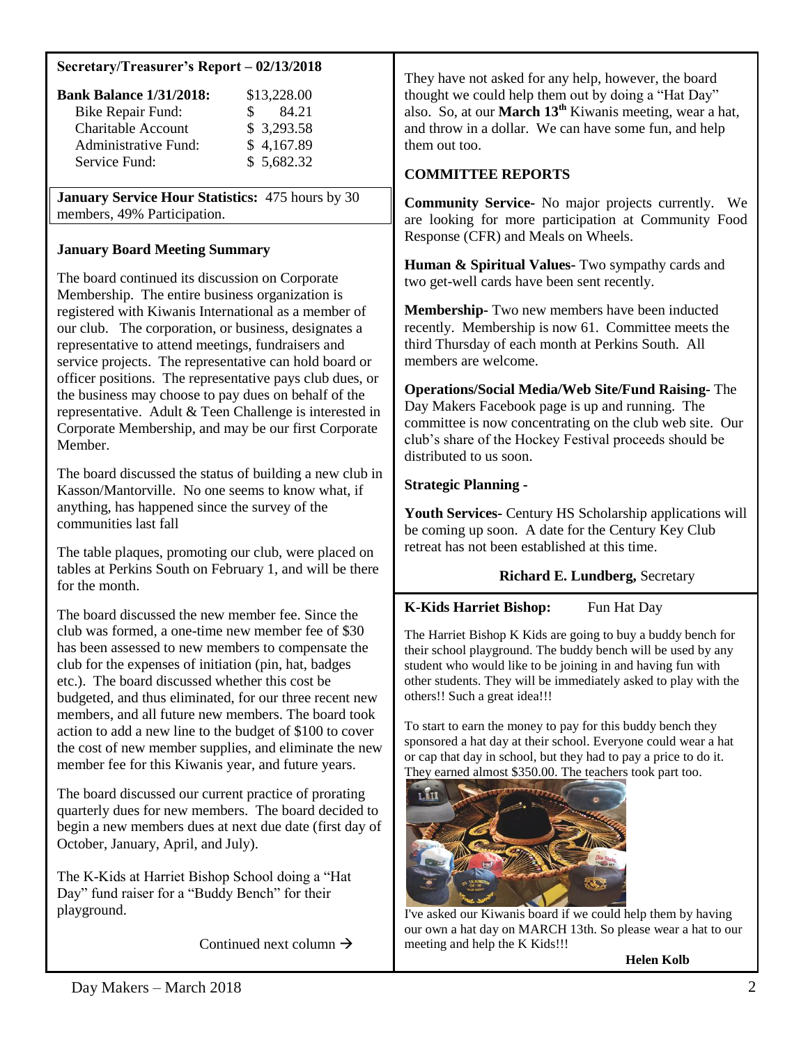**Secretary/Treasurer's Report – 02/13/2018**

| **Bank Balance 1/31/2018:** | $13,228.00 |
|---|---|
| Bike Repair Fund: | $ 84.21 |
| Charitable Account | $ 3,293.58 |
| Administrative Fund: | $ 4,167.89 |
| Service Fund: | $ 5,682.32 |

**January Service Hour Statistics:** 475 hours by 30 members, 49% Participation.

**January Board Meeting Summary**

The board continued its discussion on Corporate Membership. The entire business organization is registered with Kiwanis International as a member of our club. The corporation, or business, designates a representative to attend meetings, fundraisers and service projects. The representative can hold board or officer positions. The representative pays club dues, or the business may choose to pay dues on behalf of the representative. Adult & Teen Challenge is interested in Corporate Membership, and may be our first Corporate Member.

The board discussed the status of building a new club in Kasson/Mantorville. No one seems to know what, if anything, has happened since the survey of the communities last fall

The table plaques, promoting our club, were placed on tables at Perkins South on February 1, and will be there for the month.

The board discussed the new member fee. Since the club was formed, a one-time new member fee of $30 has been assessed to new members to compensate the club for the expenses of initiation (pin, hat, badges etc.). The board discussed whether this cost be budgeted, and thus eliminated, for our three recent new members, and all future new members. The board took action to add a new line to the budget of $100 to cover the cost of new member supplies, and eliminate the new member fee for this Kiwanis year, and future years.

The board discussed our current practice of prorating quarterly dues for new members. The board decided to begin a new members dues at next due date (first day of October, January, April, and July).

The K-Kids at Harriet Bishop School doing a "Hat Day" fund raiser for a "Buddy Bench" for their playground.

Continued next column →

They have not asked for any help, however, the board thought we could help them out by doing a "Hat Day" also. So, at our **March 13th** Kiwanis meeting, wear a hat, and throw in a dollar. We can have some fun, and help them out too.

**COMMITTEE REPORTS**

**Community Service**- No major projects currently. We are looking for more participation at Community Food Response (CFR) and Meals on Wheels.

**Human & Spiritual Values**- Two sympathy cards and two get-well cards have been sent recently.

**Membership**- Two new members have been inducted recently. Membership is now 61. Committee meets the third Thursday of each month at Perkins South. All members are welcome.

**Operations/Social Media/Web Site/Fund Raising**- The Day Makers Facebook page is up and running. The committee is now concentrating on the club web site. Our club's share of the Hockey Festival proceeds should be distributed to us soon.

**Strategic Planning -**

**Youth Services**- Century HS Scholarship applications will be coming up soon. A date for the Century Key Club retreat has not been established at this time.

**Richard E. Lundberg,** Secretary

**K-Kids Harriet Bishop:** Fun Hat Day

The Harriet Bishop K Kids are going to buy a buddy bench for their school playground. The buddy bench will be used by any student who would like to be joining in and having fun with other students. They will be immediately asked to play with the others!! Such a great idea!!!

To start to earn the money to pay for this buddy bench they sponsored a hat day at their school. Everyone could wear a hat or cap that day in school, but they had to pay a price to do it. They earned almost $350.00. The teachers took part too.

I've asked our Kiwanis board if we could help them by having our own a hat day on MARCH 13th. So please wear a hat to our meeting and help the K Kids!!!

**Helen Kolb**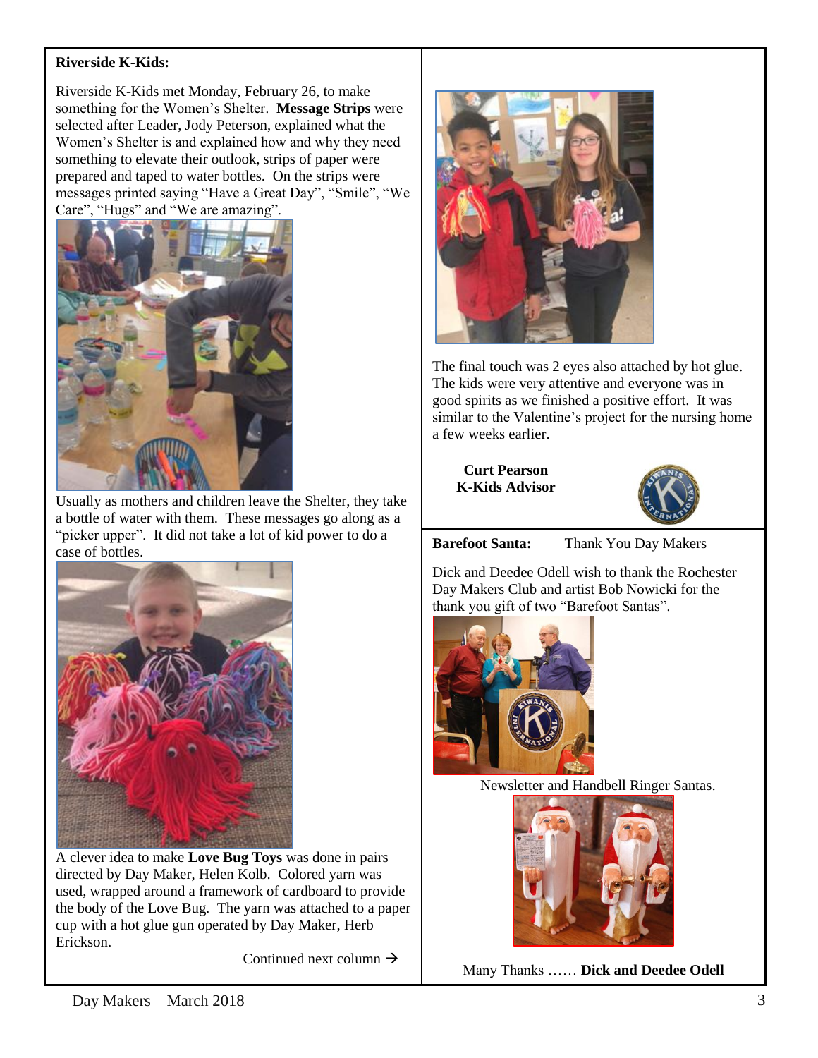**Riverside K-Kids:**

Riverside K-Kids met Monday, February 26, to make something for the Women's Shelter. **Message Strips** were selected after Leader, Jody Peterson, explained what the Women's Shelter is and explained how and why they need something to elevate their outlook, strips of paper were prepared and taped to water bottles. On the strips were messages printed saying "Have a Great Day", "Smile", "We Care", "Hugs" and "We are amazing".

Usually as mothers and children leave the Shelter, they take a bottle of water with them. These messages go along as a "picker upper". It did not take a lot of kid power to do a case of bottles.

A clever idea to make **Love Bug Toys** was done in pairs directed by Day Maker, Helen Kolb. Colored yarn was used, wrapped around a framework of cardboard to provide the body of the Love Bug. The yarn was attached to a paper cup with a hot glue gun operated by Day Maker, Herb Erickson.

Continued next column →

The final touch was 2 eyes also attached by hot glue. The kids were very attentive and everyone was in good spirits as we finished a positive effort. It was similar to the Valentine's project for the nursing home a few weeks earlier.

**Curt Pearson**
**K-Kids Advisor**

**Barefoot Santa:** Thank You Day Makers

Dick and Deedee Odell wish to thank the Rochester Day Makers Club and artist Bob Nowicki for the thank you gift of two "Barefoot Santas".

Newsletter and Handbell Ringer Santas.

Many Thanks …… **Dick and Deedee Odell**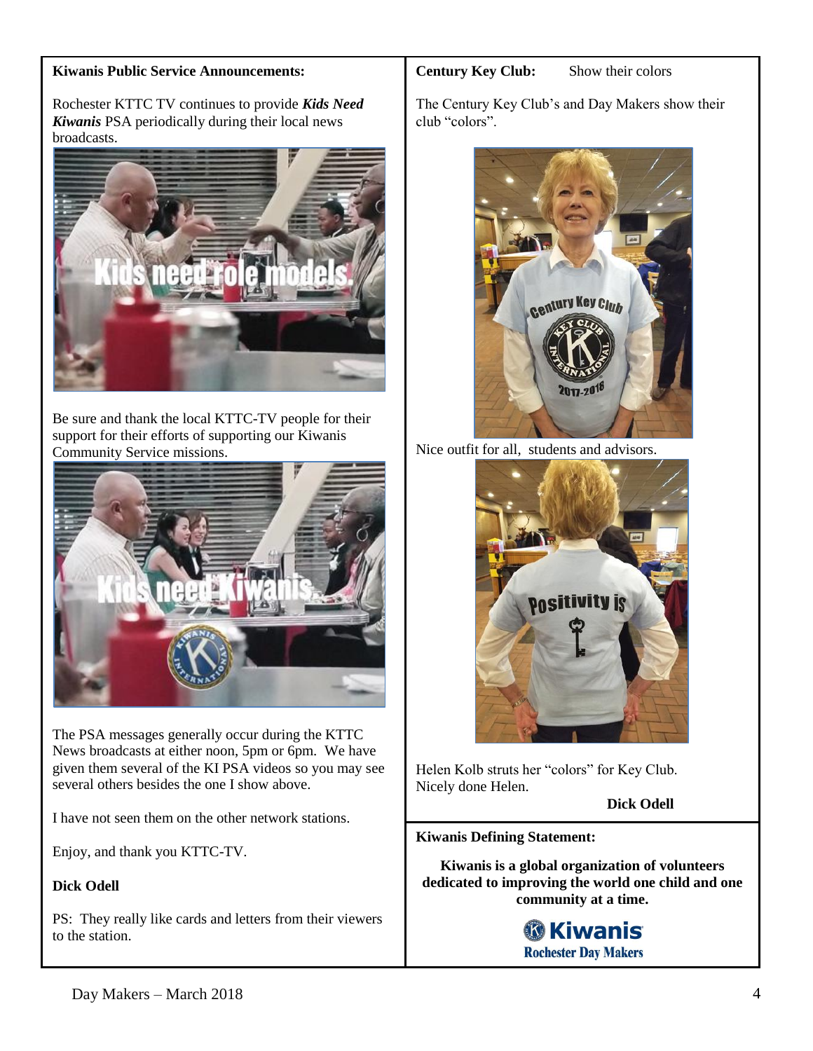**Kiwanis Public Service Announcements:**

Rochester KTTC TV continues to provide ***Kids Need Kiwanis*** PSA periodically during their local news broadcasts.

Be sure and thank the local KTTC-TV people for their support for their efforts of supporting our Kiwanis Community Service missions.

The PSA messages generally occur during the KTTC News broadcasts at either noon, 5pm or 6pm. We have given them several of the KI PSA videos so you may see several others besides the one I show above.

I have not seen them on the other network stations.

Enjoy, and thank you KTTC-TV.

**Dick Odell**

PS: They really like cards and letters from their viewers to the station.

**Century Key Club:** Show their colors

The Century Key Club's and Day Makers show their club "colors".

Nice outfit for all, students and advisors.

Helen Kolb struts her "colors" for Key Club. Nicely done Helen.

**Dick Odell**

**Kiwanis Defining Statement:**

**Kiwanis is a global organization of volunteers dedicated to improving the world one child and one community at a time.**

**Kiwanis**
**Rochester Day Makers**